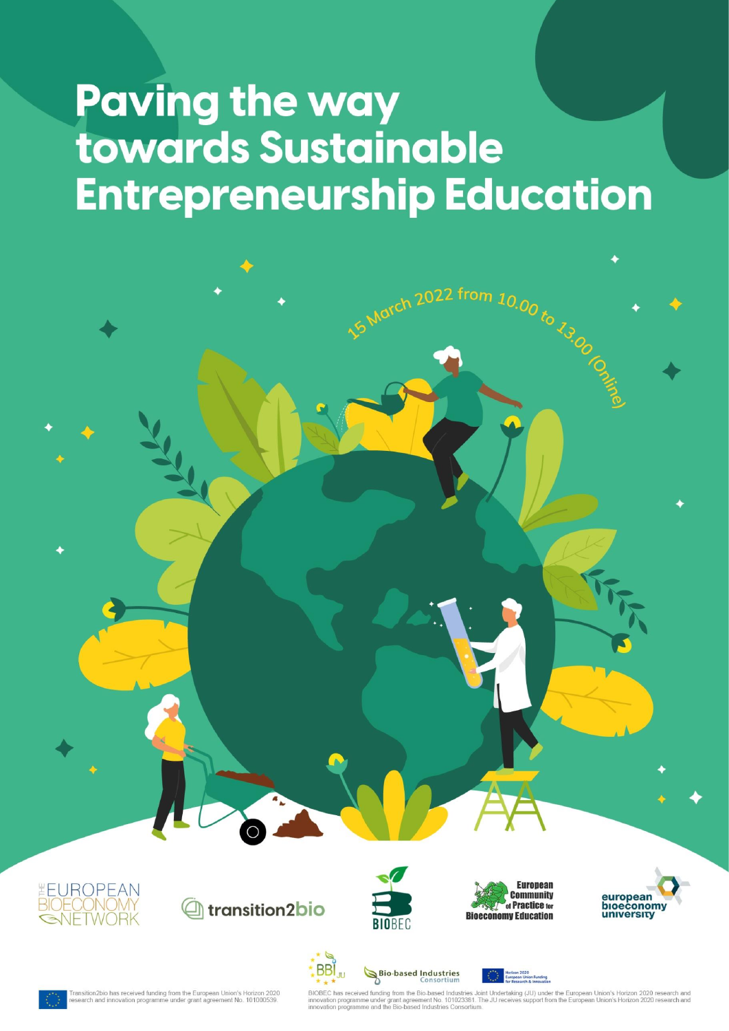# Paving the way towards Sustainable Entrepreneurship Education

15 March 2022 from 10.00 to 13.00 (Online)

THE EUROPEAN BIOECONOMY NETWORK

transition2bio

BIOBEC

European Community of Practice for Bioeconomy Education

european bioeconomy university

BBI JU

Bio-based Industries Consortium

Horizon 2020 European Union Funding for Research & Innovation

Transition2bio has received funding from the European Union's Horizon 2020 research and innovation programme under grant agreement No. 101000539.

BIOBEC has received funding from the Bio-based Industries Joint Undertaking (JU) under the European Union's Horizon 2020 research and innovation programme under grant agreement No. 101023381. The JU receives support from the European Union's Horizon 2020 research and innovation programme and the Bio-based Industries Consortium.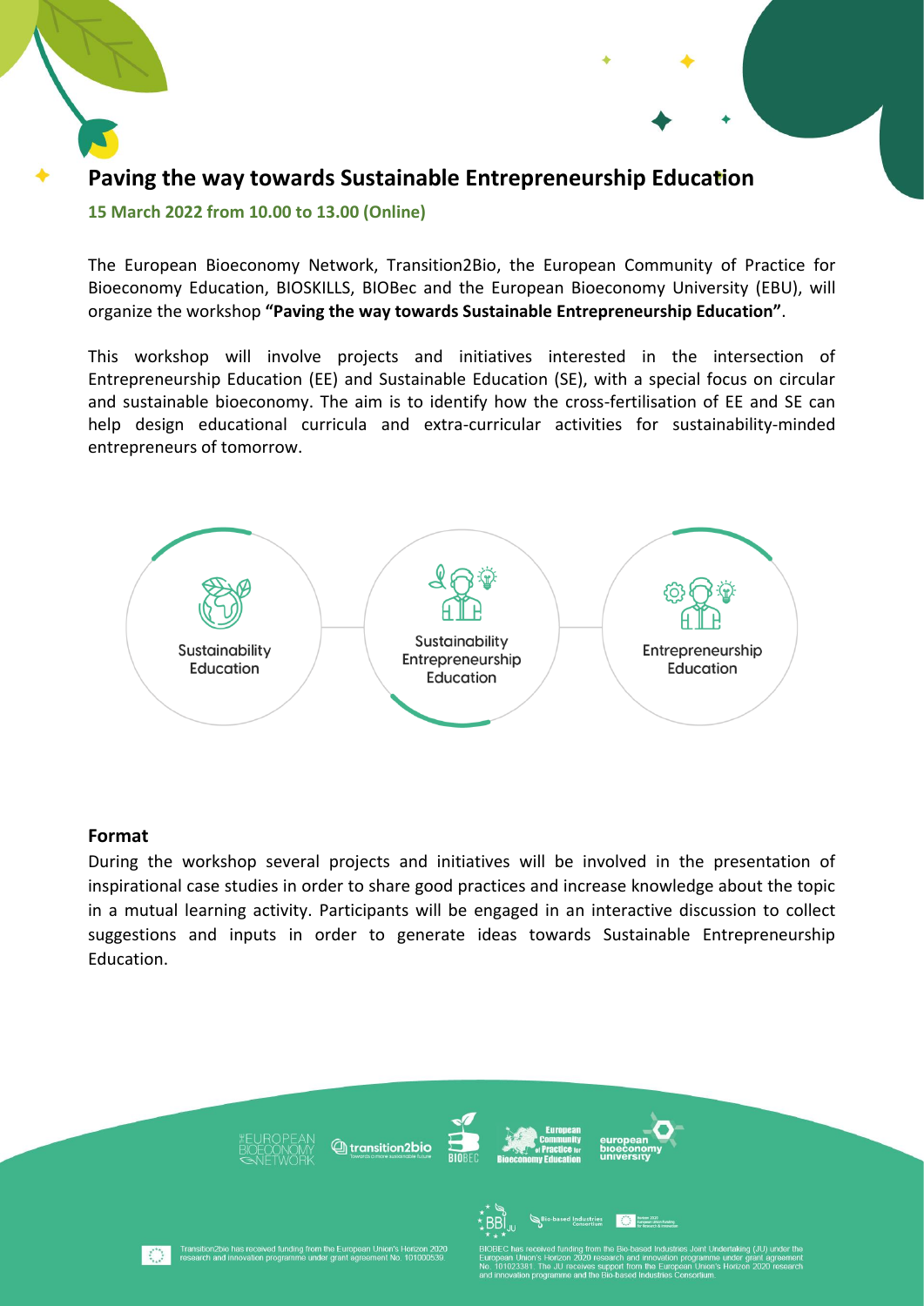## Paving the way towards Sustainable Entrepreneurship Education

**15 March 2022 from 10.00 to 13.00 (Online)**

The European Bioeconomy Network, Transition2Bio, the European Community of Practice for Bioeconomy Education, BIOSKILLS, BIOBec and the European Bioeconomy University (EBU), will organize the workshop **"Paving the way towards Sustainable Entrepreneurship Education"**.

This workshop will involve projects and initiatives interested in the intersection of Entrepreneurship Education (EE) and Sustainable Education (SE), with a special focus on circular and sustainable bioeconomy. The aim is to identify how the cross-fertilisation of EE and SE can help design educational curricula and extra-curricular activities for sustainability-minded entrepreneurs of tomorrow.

Sustainability Education — Sustainability Entrepreneurship Education — Entrepreneurship Education

### Format

During the workshop several projects and initiatives will be involved in the presentation of inspirational case studies in order to share good practices and increase knowledge about the topic in a mutual learning activity. Participants will be engaged in an interactive discussion to collect suggestions and inputs in order to generate ideas towards Sustainable Entrepreneurship Education.

Transition2bio has received funding from the European Union's Horizon 2020 research and innovation programme under grant agreement No. 101000539.

BIOBEC has received funding from the Bio-based Industries Joint Undertaking (JU) under the European Union's Horizon 2020 research and innovation programme under grant agreement No. 101023381. The JU receives support from the European Union's Horizon 2020 research and innovation programme and the Bio-based Industries Consortium.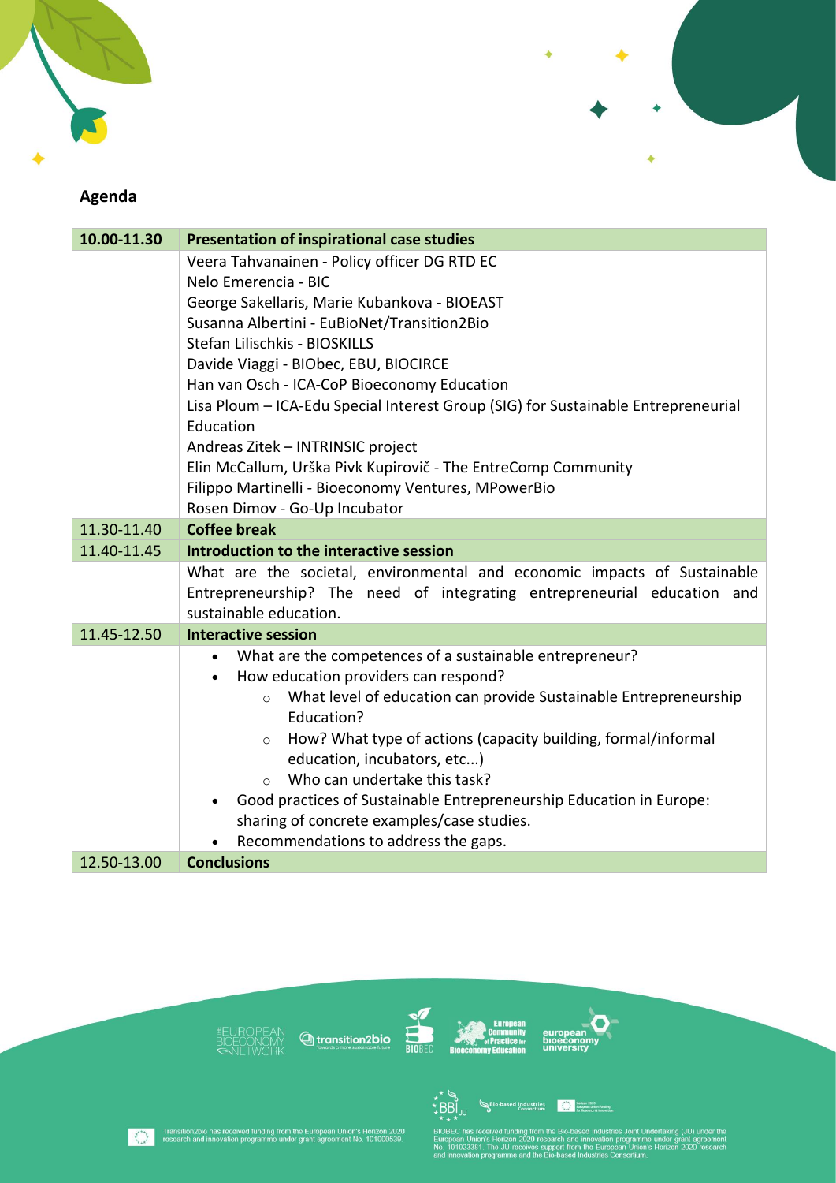## Agenda

| 10.00-11.30 | **Presentation of inspirational case studies** |
|---|---|
| | Veera Tahvanainen - Policy officer DG RTD EC<br>Nelo Emerencia - BIC<br>George Sakellaris, Marie Kubankova - BIOEAST<br>Susanna Albertini - EuBioNet/Transition2Bio<br>Stefan Lilischkis - BIOSKILLS<br>Davide Viaggi - BIObec, EBU, BIOCIRCE<br>Han van Osch - ICA-CoP Bioeconomy Education<br>Lisa Ploum – ICA-Edu Special Interest Group (SIG) for Sustainable Entrepreneurial Education<br>Andreas Zitek – INTRINSIC project<br>Elin McCallum, Urška Pivk Kupirovič - The EntreComp Community<br>Filippo Martinelli - Bioeconomy Ventures, MPowerBio<br>Rosen Dimov - Go-Up Incubator |
| 11.30-11.40 | **Coffee break** |
| 11.40-11.45 | **Introduction to the interactive session** |
| | What are the societal, environmental and economic impacts of Sustainable Entrepreneurship? The need of integrating entrepreneurial education and sustainable education. |
| 11.45-12.50 | **Interactive session** |
| | • What are the competences of a sustainable entrepreneur?<br>• How education providers can respond?<br>&nbsp;&nbsp;&nbsp;&nbsp;○ What level of education can provide Sustainable Entrepreneurship Education?<br>&nbsp;&nbsp;&nbsp;&nbsp;○ How? What type of actions (capacity building, formal/informal education, incubators, etc...)<br>&nbsp;&nbsp;&nbsp;&nbsp;○ Who can undertake this task?<br>• Good practices of Sustainable Entrepreneurship Education in Europe: sharing of concrete examples/case studies.<br>• Recommendations to address the gaps. |
| 12.50-13.00 | **Conclusions** |

Transition2bio has received funding from the European Union's Horizon 2020 research and innovation programme under grant agreement No. 101000539.

BIOBEC has received funding from the Bio-based Industries Joint Undertaking (JU) under the European Union's Horizon 2020 research and innovation programme under grant agreement No. 101023381. The JU receives support from the European Union's Horizon 2020 research and innovation programme and the Bio-based Industries Consortium.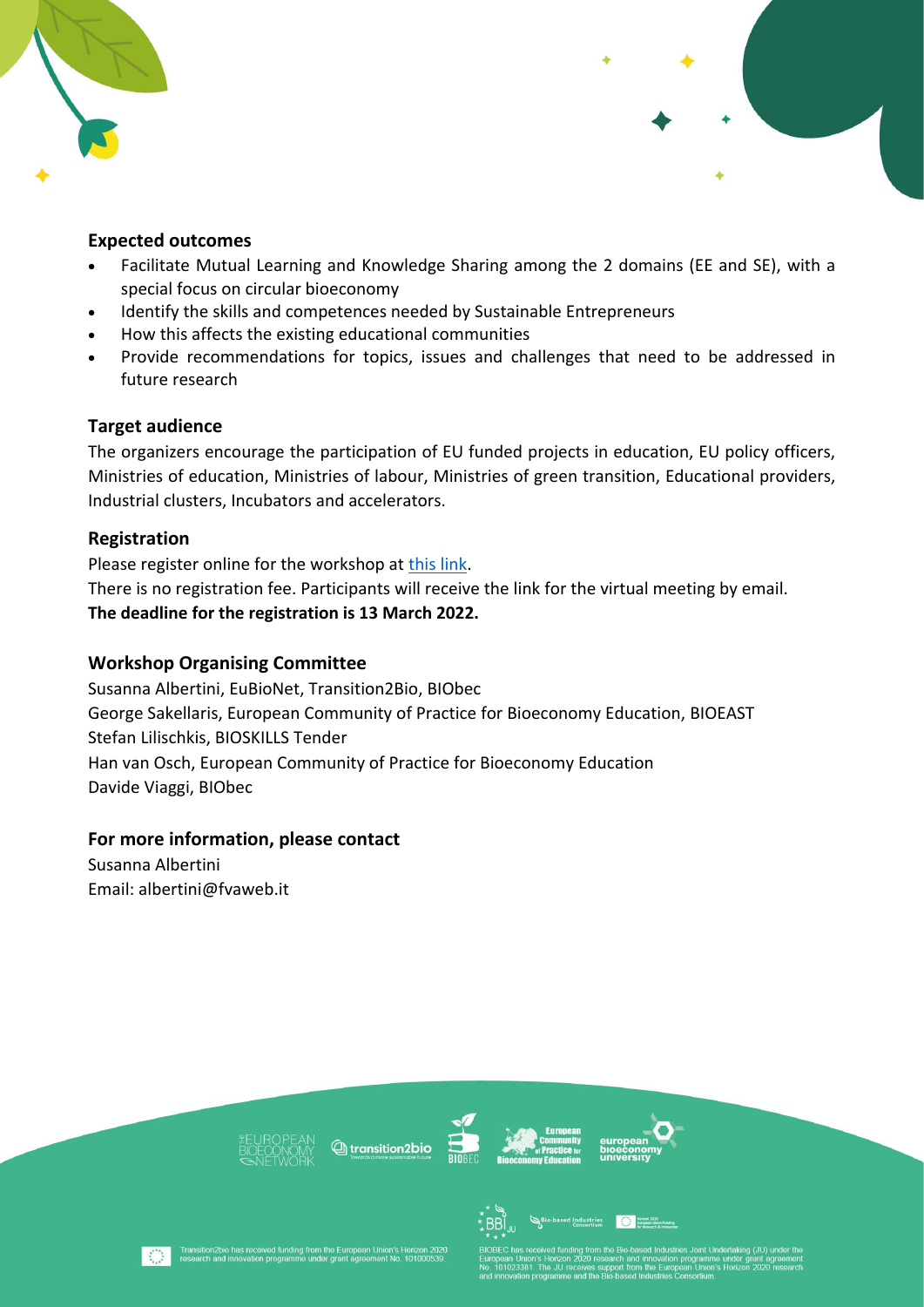### Expected outcomes

- Facilitate Mutual Learning and Knowledge Sharing among the 2 domains (EE and SE), with a special focus on circular bioeconomy
- Identify the skills and competences needed by Sustainable Entrepreneurs
- How this affects the existing educational communities
- Provide recommendations for topics, issues and challenges that need to be addressed in future research

### Target audience

The organizers encourage the participation of EU funded projects in education, EU policy officers, Ministries of education, Ministries of labour, Ministries of green transition, Educational providers, Industrial clusters, Incubators and accelerators.

### Registration

Please register online for the workshop at this link.
There is no registration fee. Participants will receive the link for the virtual meeting by email.
**The deadline for the registration is 13 March 2022.**

### Workshop Organising Committee

Susanna Albertini, EuBioNet, Transition2Bio, BIObec
George Sakellaris, European Community of Practice for Bioeconomy Education, BIOEAST
Stefan Lilischkis, BIOSKILLS Tender
Han van Osch, European Community of Practice for Bioeconomy Education
Davide Viaggi, BIObec

### For more information, please contact

Susanna Albertini
Email: albertini@fvaweb.it

Transition2bio has received funding from the European Union's Horizon 2020 research and innovation programme under grant agreement No. 101000539.

BIOBEC has received funding from the Bio-based Industries Joint Undertaking (JU) under the European Union's Horizon 2020 research and innovation programme under grant agreement No. 101023381. The JU receives support from the European Union's Horizon 2020 research and innovation programme and the Bio-based Industries Consortium.